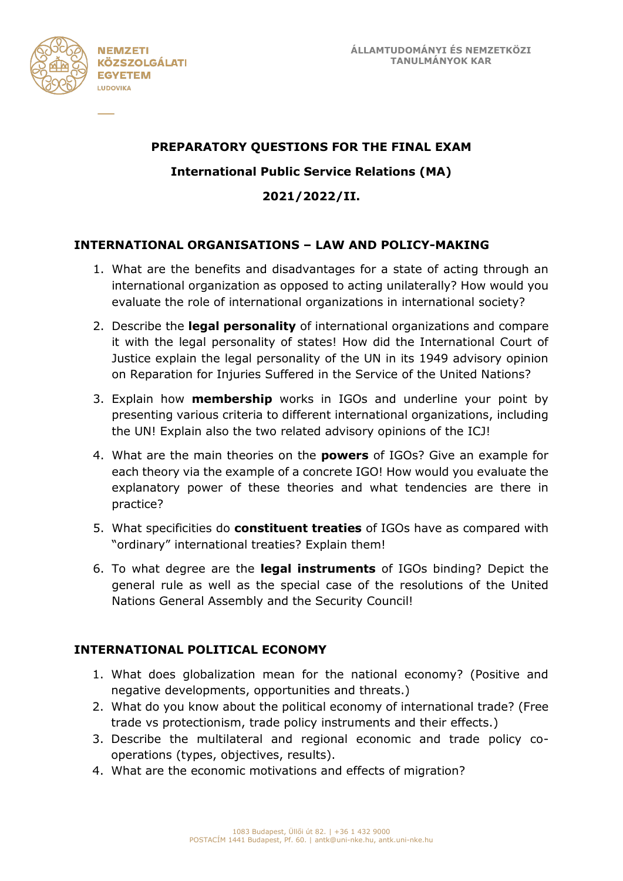# PREPARATORY QUESTIONS FOR THE FINAL EXAM

## International Public Service Relations (MA)

## 2021/2022/II.

### INTERNATIONAL ORGANISATIONS – LAW AND POLICY-MAKING

1. What are the benefits and disadvantages for a state of acting through an international organization as opposed to acting unilaterally? How would you evaluate the role of international organizations in international society?
2. Describe the **legal personality** of international organizations and compare it with the legal personality of states! How did the International Court of Justice explain the legal personality of the UN in its 1949 advisory opinion on Reparation for Injuries Suffered in the Service of the United Nations?
3. Explain how **membership** works in IGOs and underline your point by presenting various criteria to different international organizations, including the UN! Explain also the two related advisory opinions of the ICJ!
4. What are the main theories on the **powers** of IGOs? Give an example for each theory via the example of a concrete IGO! How would you evaluate the explanatory power of these theories and what tendencies are there in practice?
5. What specificities do **constituent treaties** of IGOs have as compared with "ordinary" international treaties? Explain them!
6. To what degree are the **legal instruments** of IGOs binding? Depict the general rule as well as the special case of the resolutions of the United Nations General Assembly and the Security Council!

### INTERNATIONAL POLITICAL ECONOMY

1. What does globalization mean for the national economy? (Positive and negative developments, opportunities and threats.)
2. What do you know about the political economy of international trade? (Free trade vs protectionism, trade policy instruments and their effects.)
3. Describe the multilateral and regional economic and trade policy co-operations (types, objectives, results).
4. What are the economic motivations and effects of migration?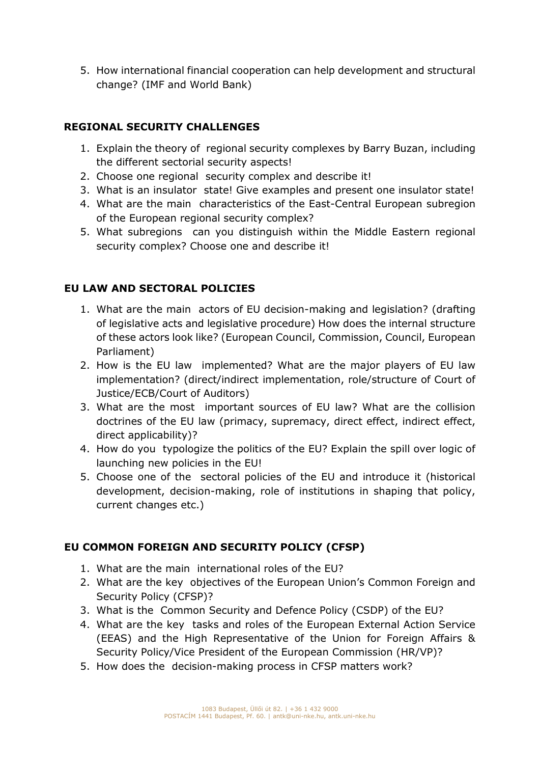5. How international financial cooperation can help development and structural change? (IMF and World Bank)

## REGIONAL SECURITY CHALLENGES

1. Explain the theory of regional security complexes by Barry Buzan, including the different sectorial security aspects!
2. Choose one regional security complex and describe it!
3. What is an insulator state! Give examples and present one insulator state!
4. What are the main characteristics of the East-Central European subregion of the European regional security complex?
5. What subregions can you distinguish within the Middle Eastern regional security complex? Choose one and describe it!

## EU LAW AND SECTORAL POLICIES

1. What are the main actors of EU decision-making and legislation? (drafting of legislative acts and legislative procedure) How does the internal structure of these actors look like? (European Council, Commission, Council, European Parliament)
2. How is the EU law implemented? What are the major players of EU law implementation? (direct/indirect implementation, role/structure of Court of Justice/ECB/Court of Auditors)
3. What are the most important sources of EU law? What are the collision doctrines of the EU law (primacy, supremacy, direct effect, indirect effect, direct applicability)?
4. How do you typologize the politics of the EU? Explain the spill over logic of launching new policies in the EU!
5. Choose one of the sectoral policies of the EU and introduce it (historical development, decision-making, role of institutions in shaping that policy, current changes etc.)

## EU COMMON FOREIGN AND SECURITY POLICY (CFSP)

1. What are the main international roles of the EU?
2. What are the key objectives of the European Union's Common Foreign and Security Policy (CFSP)?
3. What is the Common Security and Defence Policy (CSDP) of the EU?
4. What are the key tasks and roles of the European External Action Service (EEAS) and the High Representative of the Union for Foreign Affairs & Security Policy/Vice President of the European Commission (HR/VP)?
5. How does the decision-making process in CFSP matters work?